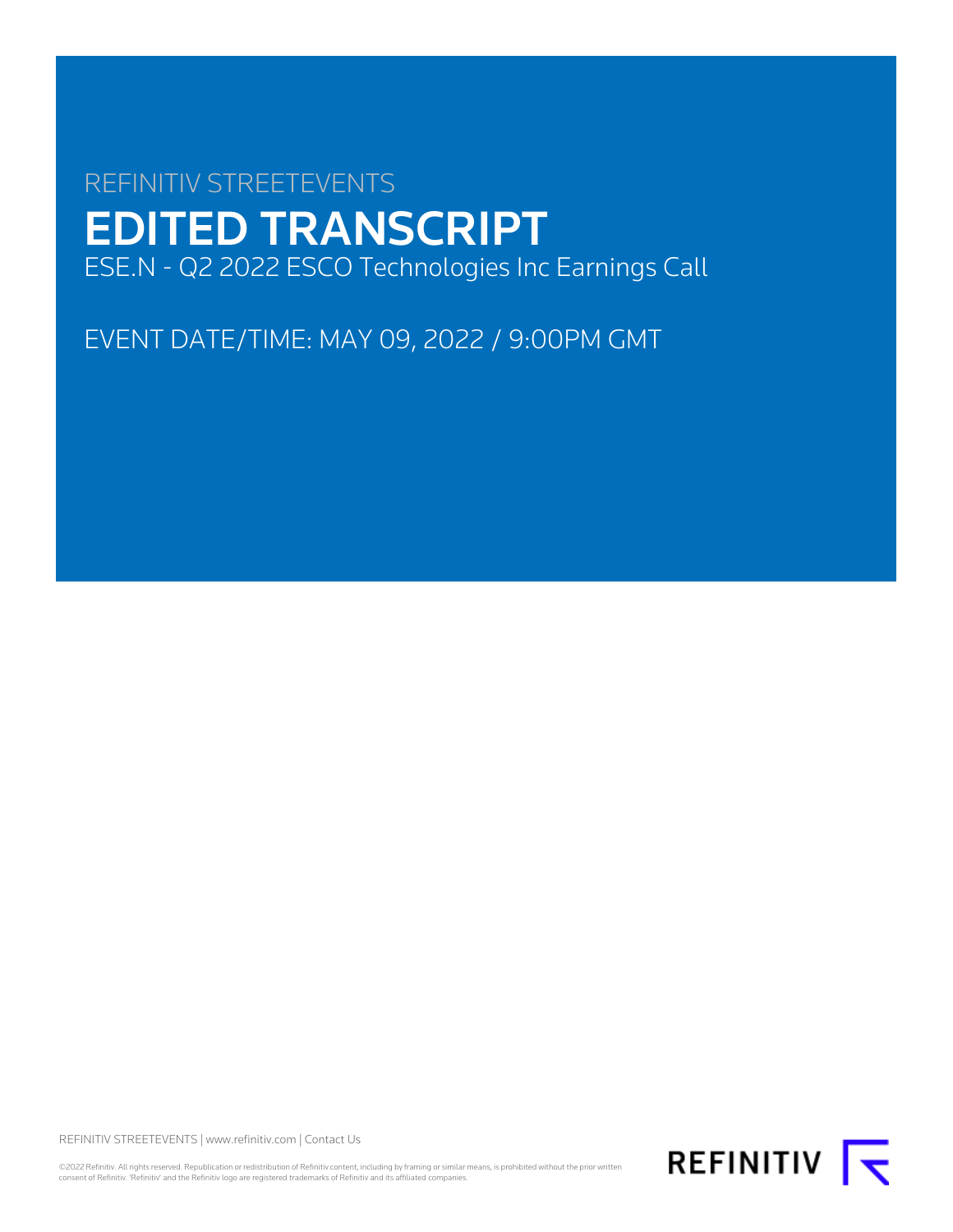REFINITIV STREETEVENTS

# EDITED TRANSCRIPT

ESE.N - Q2 2022 ESCO Technologies Inc Earnings Call

EVENT DATE/TIME: MAY 09, 2022 / 9:00PM GMT

REFINITIV STREETEVENTS | www.refinitiv.com | Contact Us

©2022 Refinitiv. All rights reserved. Republication or redistribution of Refinitiv content, including by framing or similar means, is prohibited without the prior written consent of Refinitiv. 'Refinitiv' and the Refinitiv logo are registered trademarks of Refinitiv and its affiliated companies.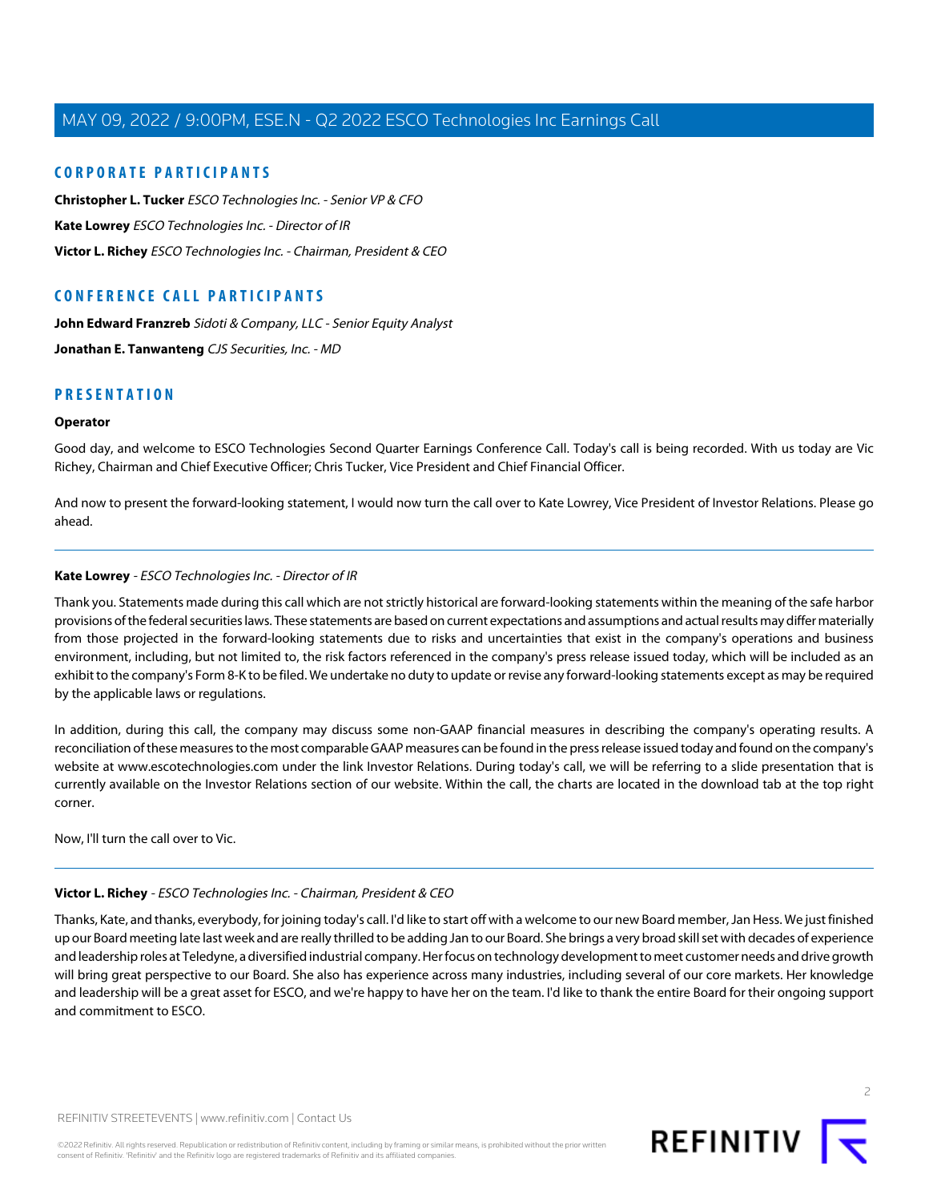## CORPORATE PARTICIPANTS

**Christopher L. Tucker** *ESCO Technologies Inc. - Senior VP & CFO*

**Kate Lowrey** *ESCO Technologies Inc. - Director of IR*

**Victor L. Richey** *ESCO Technologies Inc. - Chairman, President & CEO*

## CONFERENCE CALL PARTICIPANTS

**John Edward Franzreb** *Sidoti & Company, LLC - Senior Equity Analyst*

**Jonathan E. Tanwanteng** *CJS Securities, Inc. - MD*

## PRESENTATION

### Operator

Good day, and welcome to ESCO Technologies Second Quarter Earnings Conference Call. Today's call is being recorded. With us today are Vic Richey, Chairman and Chief Executive Officer; Chris Tucker, Vice President and Chief Financial Officer.

And now to present the forward-looking statement, I would now turn the call over to Kate Lowrey, Vice President of Investor Relations. Please go ahead.

---

### Kate Lowrey - *ESCO Technologies Inc. - Director of IR*

Thank you. Statements made during this call which are not strictly historical are forward-looking statements within the meaning of the safe harbor provisions of the federal securities laws. These statements are based on current expectations and assumptions and actual results may differ materially from those projected in the forward-looking statements due to risks and uncertainties that exist in the company's operations and business environment, including, but not limited to, the risk factors referenced in the company's press release issued today, which will be included as an exhibit to the company's Form 8-K to be filed. We undertake no duty to update or revise any forward-looking statements except as may be required by the applicable laws or regulations.

In addition, during this call, the company may discuss some non-GAAP financial measures in describing the company's operating results. A reconciliation of these measures to the most comparable GAAP measures can be found in the press release issued today and found on the company's website at www.escotechnologies.com under the link Investor Relations. During today's call, we will be referring to a slide presentation that is currently available on the Investor Relations section of our website. Within the call, the charts are located in the download tab at the top right corner.

Now, I'll turn the call over to Vic.

---

### Victor L. Richey - *ESCO Technologies Inc. - Chairman, President & CEO*

Thanks, Kate, and thanks, everybody, for joining today's call. I'd like to start off with a welcome to our new Board member, Jan Hess. We just finished up our Board meeting late last week and are really thrilled to be adding Jan to our Board. She brings a very broad skill set with decades of experience and leadership roles at Teledyne, a diversified industrial company. Her focus on technology development to meet customer needs and drive growth will bring great perspective to our Board. She also has experience across many industries, including several of our core markets. Her knowledge and leadership will be a great asset for ESCO, and we're happy to have her on the team. I'd like to thank the entire Board for their ongoing support and commitment to ESCO.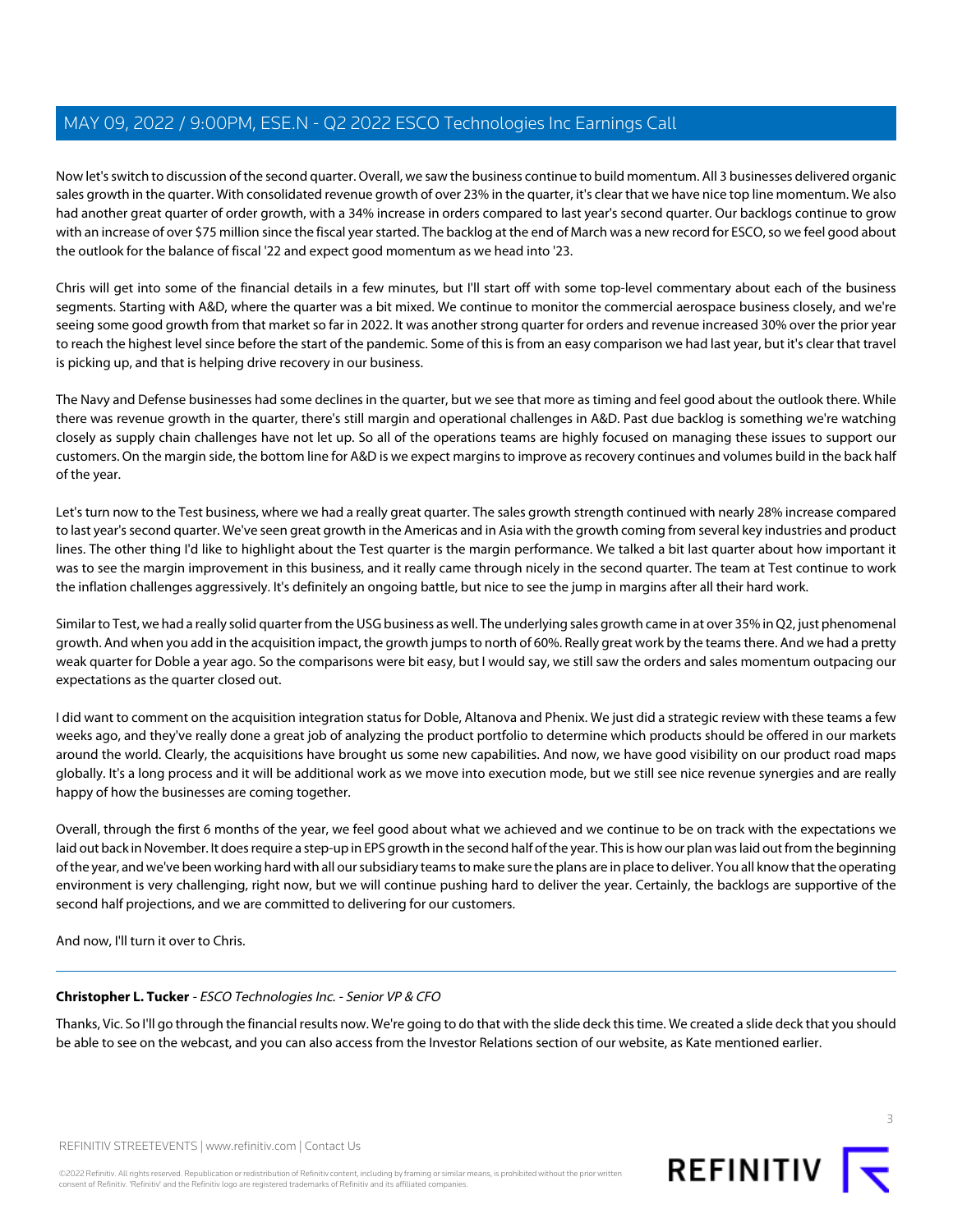Now let's switch to discussion of the second quarter. Overall, we saw the business continue to build momentum. All 3 businesses delivered organic sales growth in the quarter. With consolidated revenue growth of over 23% in the quarter, it's clear that we have nice top line momentum. We also had another great quarter of order growth, with a 34% increase in orders compared to last year's second quarter. Our backlogs continue to grow with an increase of over $75 million since the fiscal year started. The backlog at the end of March was a new record for ESCO, so we feel good about the outlook for the balance of fiscal '22 and expect good momentum as we head into '23.

Chris will get into some of the financial details in a few minutes, but I'll start off with some top-level commentary about each of the business segments. Starting with A&D, where the quarter was a bit mixed. We continue to monitor the commercial aerospace business closely, and we're seeing some good growth from that market so far in 2022. It was another strong quarter for orders and revenue increased 30% over the prior year to reach the highest level since before the start of the pandemic. Some of this is from an easy comparison we had last year, but it's clear that travel is picking up, and that is helping drive recovery in our business.

The Navy and Defense businesses had some declines in the quarter, but we see that more as timing and feel good about the outlook there. While there was revenue growth in the quarter, there's still margin and operational challenges in A&D. Past due backlog is something we're watching closely as supply chain challenges have not let up. So all of the operations teams are highly focused on managing these issues to support our customers. On the margin side, the bottom line for A&D is we expect margins to improve as recovery continues and volumes build in the back half of the year.

Let's turn now to the Test business, where we had a really great quarter. The sales growth strength continued with nearly 28% increase compared to last year's second quarter. We've seen great growth in the Americas and in Asia with the growth coming from several key industries and product lines. The other thing I'd like to highlight about the Test quarter is the margin performance. We talked a bit last quarter about how important it was to see the margin improvement in this business, and it really came through nicely in the second quarter. The team at Test continue to work the inflation challenges aggressively. It's definitely an ongoing battle, but nice to see the jump in margins after all their hard work.

Similar to Test, we had a really solid quarter from the USG business as well. The underlying sales growth came in at over 35% in Q2, just phenomenal growth. And when you add in the acquisition impact, the growth jumps to north of 60%. Really great work by the teams there. And we had a pretty weak quarter for Doble a year ago. So the comparisons were bit easy, but I would say, we still saw the orders and sales momentum outpacing our expectations as the quarter closed out.

I did want to comment on the acquisition integration status for Doble, Altanova and Phenix. We just did a strategic review with these teams a few weeks ago, and they've really done a great job of analyzing the product portfolio to determine which products should be offered in our markets around the world. Clearly, the acquisitions have brought us some new capabilities. And now, we have good visibility on our product road maps globally. It's a long process and it will be additional work as we move into execution mode, but we still see nice revenue synergies and are really happy of how the businesses are coming together.

Overall, through the first 6 months of the year, we feel good about what we achieved and we continue to be on track with the expectations we laid out back in November. It does require a step-up in EPS growth in the second half of the year. This is how our plan was laid out from the beginning of the year, and we've been working hard with all our subsidiary teams to make sure the plans are in place to deliver. You all know that the operating environment is very challenging, right now, but we will continue pushing hard to deliver the year. Certainly, the backlogs are supportive of the second half projections, and we are committed to delivering for our customers.

And now, I'll turn it over to Chris.

---

**Christopher L. Tucker** - *ESCO Technologies Inc. - Senior VP & CFO*

Thanks, Vic. So I'll go through the financial results now. We're going to do that with the slide deck this time. We created a slide deck that you should be able to see on the webcast, and you can also access from the Investor Relations section of our website, as Kate mentioned earlier.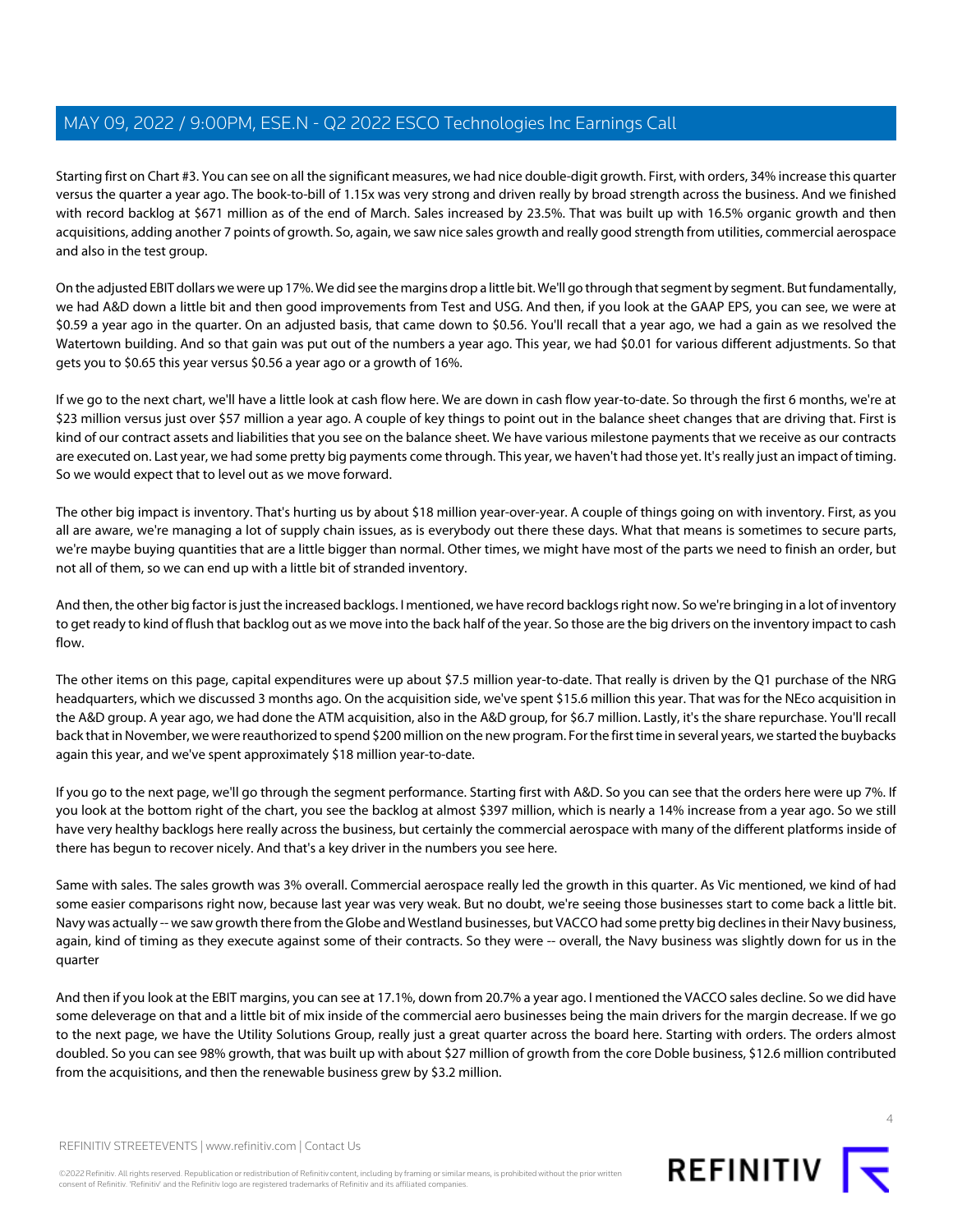Starting first on Chart #3. You can see on all the significant measures, we had nice double-digit growth. First, with orders, 34% increase this quarter versus the quarter a year ago. The book-to-bill of 1.15x was very strong and driven really by broad strength across the business. And we finished with record backlog at $671 million as of the end of March. Sales increased by 23.5%. That was built up with 16.5% organic growth and then acquisitions, adding another 7 points of growth. So, again, we saw nice sales growth and really good strength from utilities, commercial aerospace and also in the test group.

On the adjusted EBIT dollars we were up 17%. We did see the margins drop a little bit. We'll go through that segment by segment. But fundamentally, we had A&D down a little bit and then good improvements from Test and USG. And then, if you look at the GAAP EPS, you can see, we were at $0.59 a year ago in the quarter. On an adjusted basis, that came down to $0.56. You'll recall that a year ago, we had a gain as we resolved the Watertown building. And so that gain was put out of the numbers a year ago. This year, we had $0.01 for various different adjustments. So that gets you to $0.65 this year versus $0.56 a year ago or a growth of 16%.

If we go to the next chart, we'll have a little look at cash flow here. We are down in cash flow year-to-date. So through the first 6 months, we're at $23 million versus just over $57 million a year ago. A couple of key things to point out in the balance sheet changes that are driving that. First is kind of our contract assets and liabilities that you see on the balance sheet. We have various milestone payments that we receive as our contracts are executed on. Last year, we had some pretty big payments come through. This year, we haven't had those yet. It's really just an impact of timing. So we would expect that to level out as we move forward.

The other big impact is inventory. That's hurting us by about $18 million year-over-year. A couple of things going on with inventory. First, as you all are aware, we're managing a lot of supply chain issues, as is everybody out there these days. What that means is sometimes to secure parts, we're maybe buying quantities that are a little bigger than normal. Other times, we might have most of the parts we need to finish an order, but not all of them, so we can end up with a little bit of stranded inventory.

And then, the other big factor is just the increased backlogs. I mentioned, we have record backlogs right now. So we're bringing in a lot of inventory to get ready to kind of flush that backlog out as we move into the back half of the year. So those are the big drivers on the inventory impact to cash flow.

The other items on this page, capital expenditures were up about $7.5 million year-to-date. That really is driven by the Q1 purchase of the NRG headquarters, which we discussed 3 months ago. On the acquisition side, we've spent $15.6 million this year. That was for the NEco acquisition in the A&D group. A year ago, we had done the ATM acquisition, also in the A&D group, for $6.7 million. Lastly, it's the share repurchase. You'll recall back that in November, we were reauthorized to spend $200 million on the new program. For the first time in several years, we started the buybacks again this year, and we've spent approximately $18 million year-to-date.

If you go to the next page, we'll go through the segment performance. Starting first with A&D. So you can see that the orders here were up 7%. If you look at the bottom right of the chart, you see the backlog at almost $397 million, which is nearly a 14% increase from a year ago. So we still have very healthy backlogs here really across the business, but certainly the commercial aerospace with many of the different platforms inside of there has begun to recover nicely. And that's a key driver in the numbers you see here.

Same with sales. The sales growth was 3% overall. Commercial aerospace really led the growth in this quarter. As Vic mentioned, we kind of had some easier comparisons right now, because last year was very weak. But no doubt, we're seeing those businesses start to come back a little bit. Navy was actually -- we saw growth there from the Globe and Westland businesses, but VACCO had some pretty big declines in their Navy business, again, kind of timing as they execute against some of their contracts. So they were -- overall, the Navy business was slightly down for us in the quarter

And then if you look at the EBIT margins, you can see at 17.1%, down from 20.7% a year ago. I mentioned the VACCO sales decline. So we did have some deleverage on that and a little bit of mix inside of the commercial aero businesses being the main drivers for the margin decrease. If we go to the next page, we have the Utility Solutions Group, really just a great quarter across the board here. Starting with orders. The orders almost doubled. So you can see 98% growth, that was built up with about $27 million of growth from the core Doble business, $12.6 million contributed from the acquisitions, and then the renewable business grew by $3.2 million.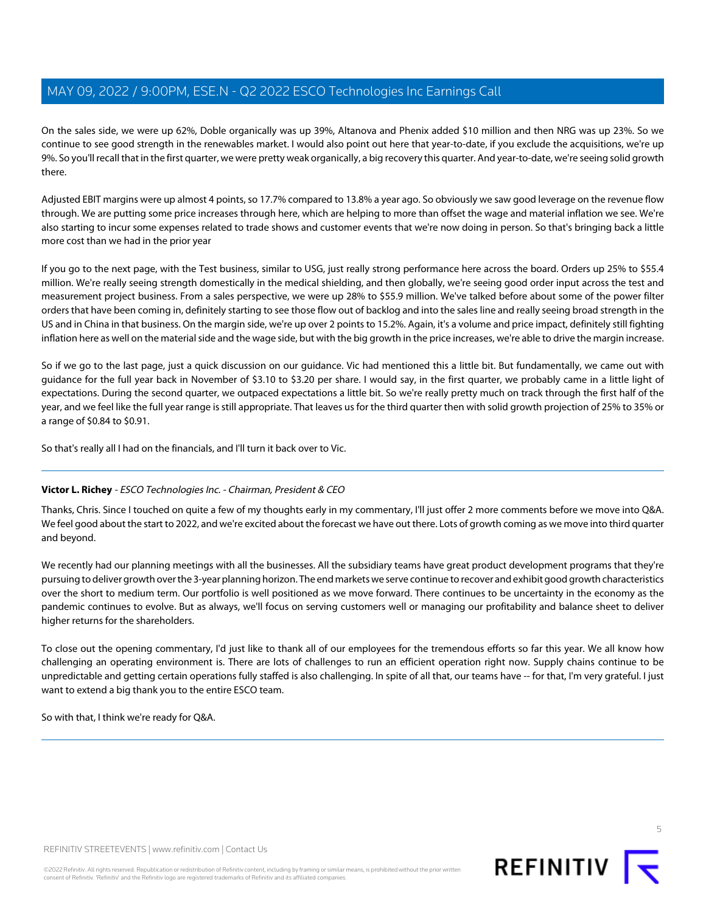On the sales side, we were up 62%, Doble organically was up 39%, Altanova and Phenix added $10 million and then NRG was up 23%. So we continue to see good strength in the renewables market. I would also point out here that year-to-date, if you exclude the acquisitions, we're up 9%. So you'll recall that in the first quarter, we were pretty weak organically, a big recovery this quarter. And year-to-date, we're seeing solid growth there.

Adjusted EBIT margins were up almost 4 points, so 17.7% compared to 13.8% a year ago. So obviously we saw good leverage on the revenue flow through. We are putting some price increases through here, which are helping to more than offset the wage and material inflation we see. We're also starting to incur some expenses related to trade shows and customer events that we're now doing in person. So that's bringing back a little more cost than we had in the prior year

If you go to the next page, with the Test business, similar to USG, just really strong performance here across the board. Orders up 25% to $55.4 million. We're really seeing strength domestically in the medical shielding, and then globally, we're seeing good order input across the test and measurement project business. From a sales perspective, we were up 28% to $55.9 million. We've talked before about some of the power filter orders that have been coming in, definitely starting to see those flow out of backlog and into the sales line and really seeing broad strength in the US and in China in that business. On the margin side, we're up over 2 points to 15.2%. Again, it's a volume and price impact, definitely still fighting inflation here as well on the material side and the wage side, but with the big growth in the price increases, we're able to drive the margin increase.

So if we go to the last page, just a quick discussion on our guidance. Vic had mentioned this a little bit. But fundamentally, we came out with guidance for the full year back in November of $3.10 to $3.20 per share. I would say, in the first quarter, we probably came in a little light of expectations. During the second quarter, we outpaced expectations a little bit. So we're really pretty much on track through the first half of the year, and we feel like the full year range is still appropriate. That leaves us for the third quarter then with solid growth projection of 25% to 35% or a range of $0.84 to $0.91.

So that's really all I had on the financials, and I'll turn it back over to Vic.

---

**Victor L. Richey** - *ESCO Technologies Inc. - Chairman, President & CEO*

Thanks, Chris. Since I touched on quite a few of my thoughts early in my commentary, I'll just offer 2 more comments before we move into Q&A. We feel good about the start to 2022, and we're excited about the forecast we have out there. Lots of growth coming as we move into third quarter and beyond.

We recently had our planning meetings with all the businesses. All the subsidiary teams have great product development programs that they're pursuing to deliver growth over the 3-year planning horizon. The end markets we serve continue to recover and exhibit good growth characteristics over the short to medium term. Our portfolio is well positioned as we move forward. There continues to be uncertainty in the economy as the pandemic continues to evolve. But as always, we'll focus on serving customers well or managing our profitability and balance sheet to deliver higher returns for the shareholders.

To close out the opening commentary, I'd just like to thank all of our employees for the tremendous efforts so far this year. We all know how challenging an operating environment is. There are lots of challenges to run an efficient operation right now. Supply chains continue to be unpredictable and getting certain operations fully staffed is also challenging. In spite of all that, our teams have -- for that, I'm very grateful. I just want to extend a big thank you to the entire ESCO team.

So with that, I think we're ready for Q&A.

---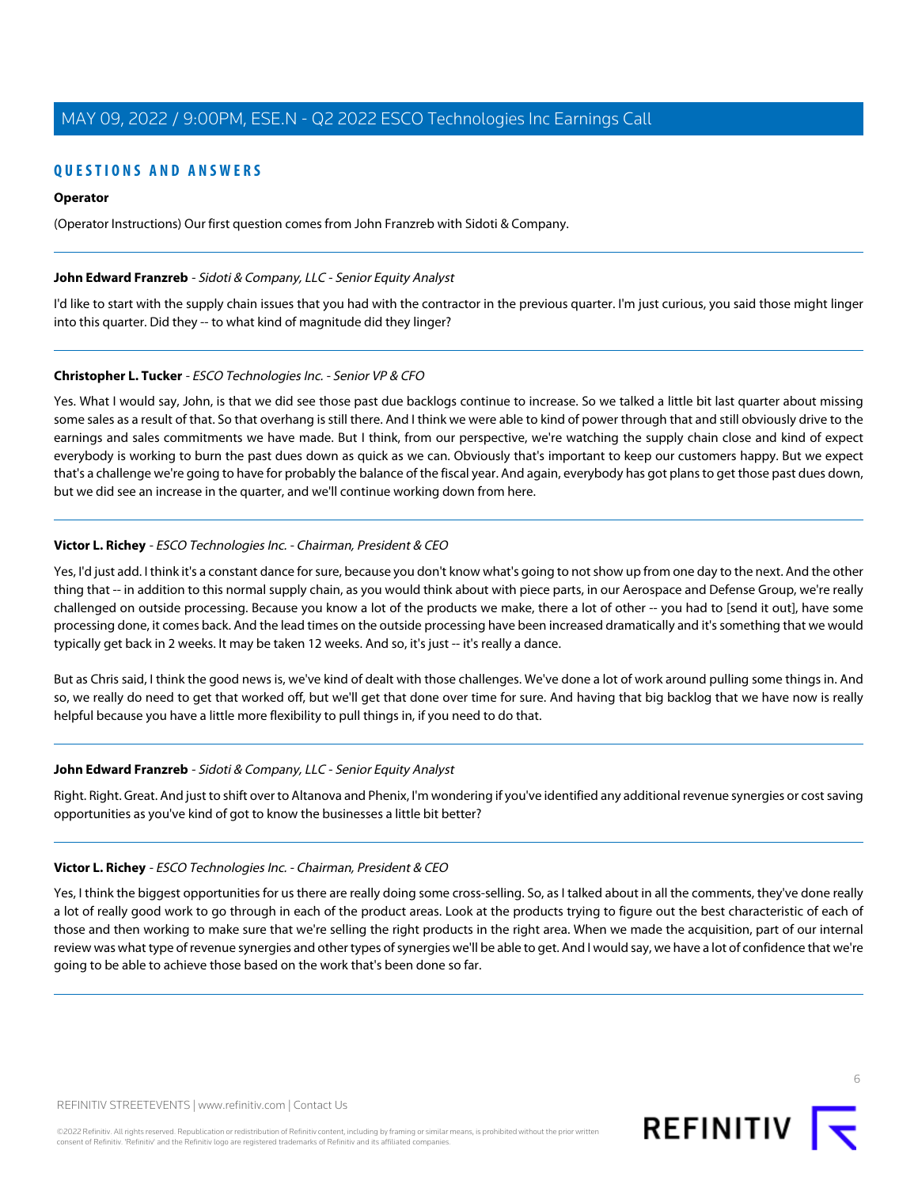## QUESTIONS AND ANSWERS

**Operator**

(Operator Instructions) Our first question comes from John Franzreb with Sidoti & Company.

---

**John Edward Franzreb** - *Sidoti & Company, LLC - Senior Equity Analyst*

I'd like to start with the supply chain issues that you had with the contractor in the previous quarter. I'm just curious, you said those might linger into this quarter. Did they -- to what kind of magnitude did they linger?

---

**Christopher L. Tucker** - *ESCO Technologies Inc. - Senior VP & CFO*

Yes. What I would say, John, is that we did see those past due backlogs continue to increase. So we talked a little bit last quarter about missing some sales as a result of that. So that overhang is still there. And I think we were able to kind of power through that and still obviously drive to the earnings and sales commitments we have made. But I think, from our perspective, we're watching the supply chain close and kind of expect everybody is working to burn the past dues down as quick as we can. Obviously that's important to keep our customers happy. But we expect that's a challenge we're going to have for probably the balance of the fiscal year. And again, everybody has got plans to get those past dues down, but we did see an increase in the quarter, and we'll continue working down from here.

---

**Victor L. Richey** - *ESCO Technologies Inc. - Chairman, President & CEO*

Yes, I'd just add. I think it's a constant dance for sure, because you don't know what's going to not show up from one day to the next. And the other thing that -- in addition to this normal supply chain, as you would think about with piece parts, in our Aerospace and Defense Group, we're really challenged on outside processing. Because you know a lot of the products we make, there a lot of other -- you had to [send it out], have some processing done, it comes back. And the lead times on the outside processing have been increased dramatically and it's something that we would typically get back in 2 weeks. It may be taken 12 weeks. And so, it's just -- it's really a dance.

But as Chris said, I think the good news is, we've kind of dealt with those challenges. We've done a lot of work around pulling some things in. And so, we really do need to get that worked off, but we'll get that done over time for sure. And having that big backlog that we have now is really helpful because you have a little more flexibility to pull things in, if you need to do that.

---

**John Edward Franzreb** - *Sidoti & Company, LLC - Senior Equity Analyst*

Right. Right. Great. And just to shift over to Altanova and Phenix, I'm wondering if you've identified any additional revenue synergies or cost saving opportunities as you've kind of got to know the businesses a little bit better?

---

**Victor L. Richey** - *ESCO Technologies Inc. - Chairman, President & CEO*

Yes, I think the biggest opportunities for us there are really doing some cross-selling. So, as I talked about in all the comments, they've done really a lot of really good work to go through in each of the product areas. Look at the products trying to figure out the best characteristic of each of those and then working to make sure that we're selling the right products in the right area. When we made the acquisition, part of our internal review was what type of revenue synergies and other types of synergies we'll be able to get. And I would say, we have a lot of confidence that we're going to be able to achieve those based on the work that's been done so far.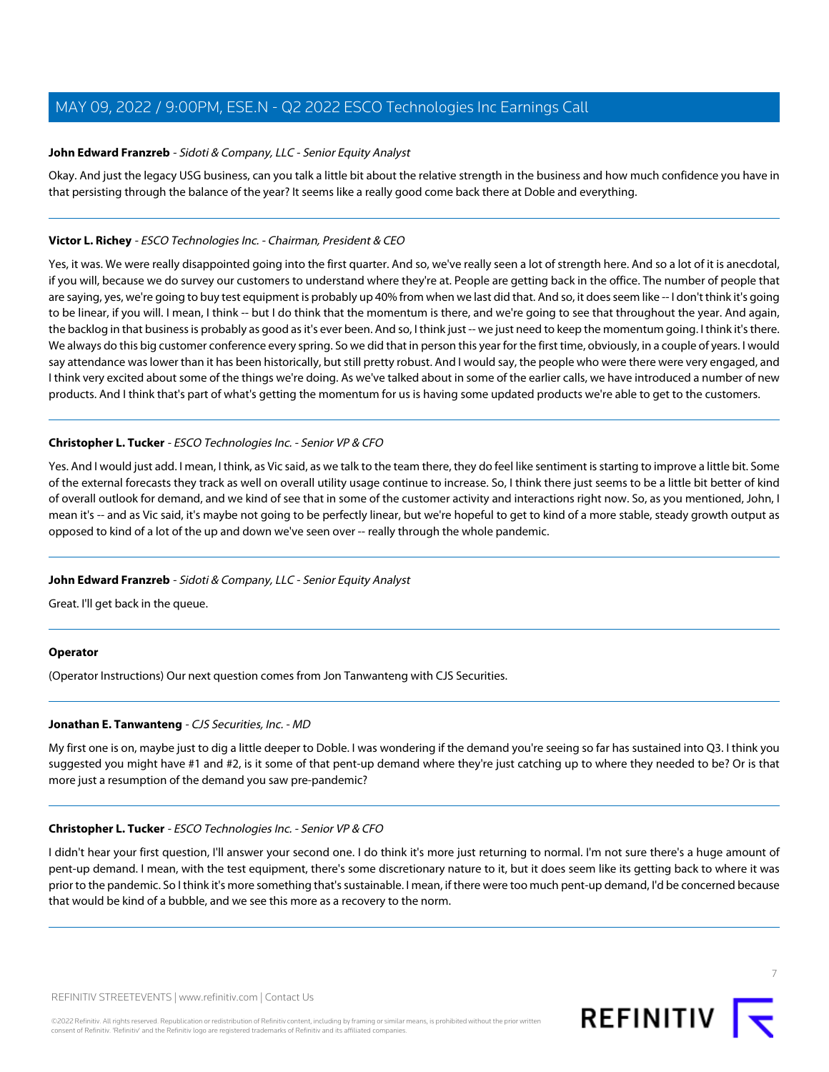**John Edward Franzreb** - *Sidoti & Company, LLC - Senior Equity Analyst*

Okay. And just the legacy USG business, can you talk a little bit about the relative strength in the business and how much confidence you have in that persisting through the balance of the year? It seems like a really good come back there at Doble and everything.

---

**Victor L. Richey** - *ESCO Technologies Inc. - Chairman, President & CEO*

Yes, it was. We were really disappointed going into the first quarter. And so, we've really seen a lot of strength here. And so a lot of it is anecdotal, if you will, because we do survey our customers to understand where they're at. People are getting back in the office. The number of people that are saying, yes, we're going to buy test equipment is probably up 40% from when we last did that. And so, it does seem like -- I don't think it's going to be linear, if you will. I mean, I think -- but I do think that the momentum is there, and we're going to see that throughout the year. And again, the backlog in that business is probably as good as it's ever been. And so, I think just -- we just need to keep the momentum going. I think it's there. We always do this big customer conference every spring. So we did that in person this year for the first time, obviously, in a couple of years. I would say attendance was lower than it has been historically, but still pretty robust. And I would say, the people who were there were very engaged, and I think very excited about some of the things we're doing. As we've talked about in some of the earlier calls, we have introduced a number of new products. And I think that's part of what's getting the momentum for us is having some updated products we're able to get to the customers.

---

**Christopher L. Tucker** - *ESCO Technologies Inc. - Senior VP & CFO*

Yes. And I would just add. I mean, I think, as Vic said, as we talk to the team there, they do feel like sentiment is starting to improve a little bit. Some of the external forecasts they track as well on overall utility usage continue to increase. So, I think there just seems to be a little bit better of kind of overall outlook for demand, and we kind of see that in some of the customer activity and interactions right now. So, as you mentioned, John, I mean it's -- and as Vic said, it's maybe not going to be perfectly linear, but we're hopeful to get to kind of a more stable, steady growth output as opposed to kind of a lot of the up and down we've seen over -- really through the whole pandemic.

---

**John Edward Franzreb** - *Sidoti & Company, LLC - Senior Equity Analyst*

Great. I'll get back in the queue.

---

**Operator**

(Operator Instructions) Our next question comes from Jon Tanwanteng with CJS Securities.

---

**Jonathan E. Tanwanteng** - *CJS Securities, Inc. - MD*

My first one is on, maybe just to dig a little deeper to Doble. I was wondering if the demand you're seeing so far has sustained into Q3. I think you suggested you might have #1 and #2, is it some of that pent-up demand where they're just catching up to where they needed to be? Or is that more just a resumption of the demand you saw pre-pandemic?

---

**Christopher L. Tucker** - *ESCO Technologies Inc. - Senior VP & CFO*

I didn't hear your first question, I'll answer your second one. I do think it's more just returning to normal. I'm not sure there's a huge amount of pent-up demand. I mean, with the test equipment, there's some discretionary nature to it, but it does seem like its getting back to where it was prior to the pandemic. So I think it's more something that's sustainable. I mean, if there were too much pent-up demand, I'd be concerned because that would be kind of a bubble, and we see this more as a recovery to the norm.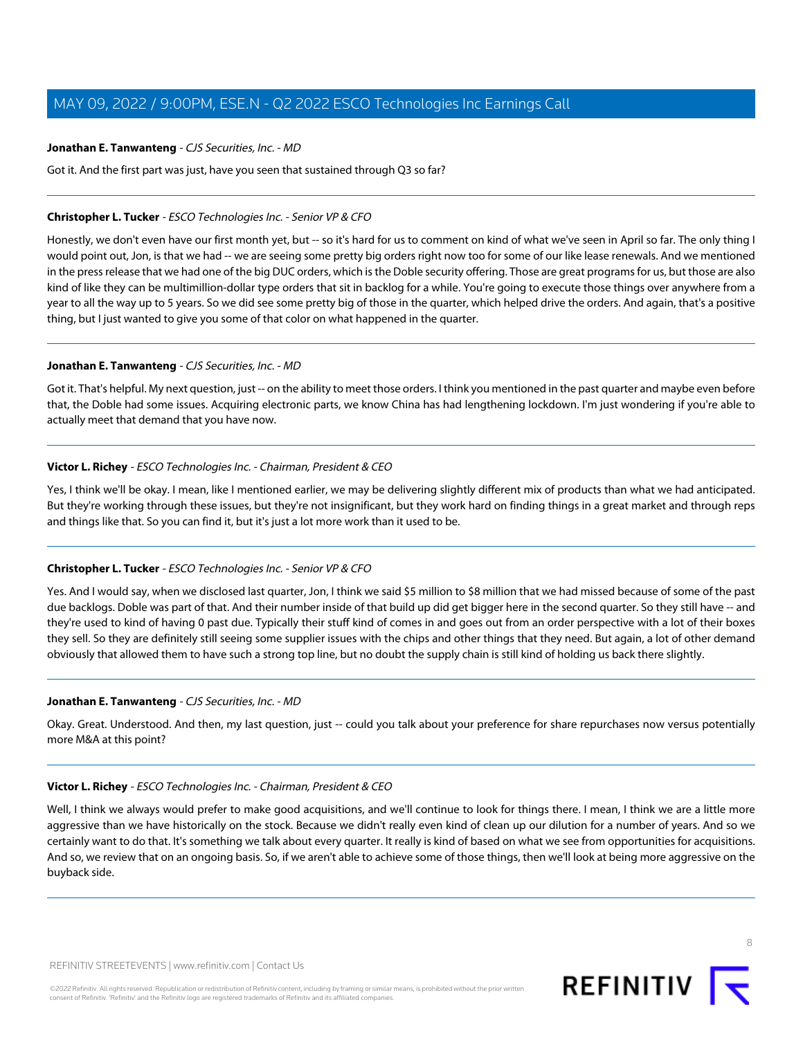**Jonathan E. Tanwanteng** - *CJS Securities, Inc. - MD*

Got it. And the first part was just, have you seen that sustained through Q3 so far?

---

**Christopher L. Tucker** - *ESCO Technologies Inc. - Senior VP & CFO*

Honestly, we don't even have our first month yet, but -- so it's hard for us to comment on kind of what we've seen in April so far. The only thing I would point out, Jon, is that we had -- we are seeing some pretty big orders right now too for some of our like lease renewals. And we mentioned in the press release that we had one of the big DUC orders, which is the Doble security offering. Those are great programs for us, but those are also kind of like they can be multimillion-dollar type orders that sit in backlog for a while. You're going to execute those things over anywhere from a year to all the way up to 5 years. So we did see some pretty big of those in the quarter, which helped drive the orders. And again, that's a positive thing, but I just wanted to give you some of that color on what happened in the quarter.

---

**Jonathan E. Tanwanteng** - *CJS Securities, Inc. - MD*

Got it. That's helpful. My next question, just -- on the ability to meet those orders. I think you mentioned in the past quarter and maybe even before that, the Doble had some issues. Acquiring electronic parts, we know China has had lengthening lockdown. I'm just wondering if you're able to actually meet that demand that you have now.

---

**Victor L. Richey** - *ESCO Technologies Inc. - Chairman, President & CEO*

Yes, I think we'll be okay. I mean, like I mentioned earlier, we may be delivering slightly different mix of products than what we had anticipated. But they're working through these issues, but they're not insignificant, but they work hard on finding things in a great market and through reps and things like that. So you can find it, but it's just a lot more work than it used to be.

---

**Christopher L. Tucker** - *ESCO Technologies Inc. - Senior VP & CFO*

Yes. And I would say, when we disclosed last quarter, Jon, I think we said $5 million to $8 million that we had missed because of some of the past due backlogs. Doble was part of that. And their number inside of that build up did get bigger here in the second quarter. So they still have -- and they're used to kind of having 0 past due. Typically their stuff kind of comes in and goes out from an order perspective with a lot of their boxes they sell. So they are definitely still seeing some supplier issues with the chips and other things that they need. But again, a lot of other demand obviously that allowed them to have such a strong top line, but no doubt the supply chain is still kind of holding us back there slightly.

---

**Jonathan E. Tanwanteng** - *CJS Securities, Inc. - MD*

Okay. Great. Understood. And then, my last question, just -- could you talk about your preference for share repurchases now versus potentially more M&A at this point?

---

**Victor L. Richey** - *ESCO Technologies Inc. - Chairman, President & CEO*

Well, I think we always would prefer to make good acquisitions, and we'll continue to look for things there. I mean, I think we are a little more aggressive than we have historically on the stock. Because we didn't really even kind of clean up our dilution for a number of years. And so we certainly want to do that. It's something we talk about every quarter. It really is kind of based on what we see from opportunities for acquisitions. And so, we review that on an ongoing basis. So, if we aren't able to achieve some of those things, then we'll look at being more aggressive on the buyback side.

---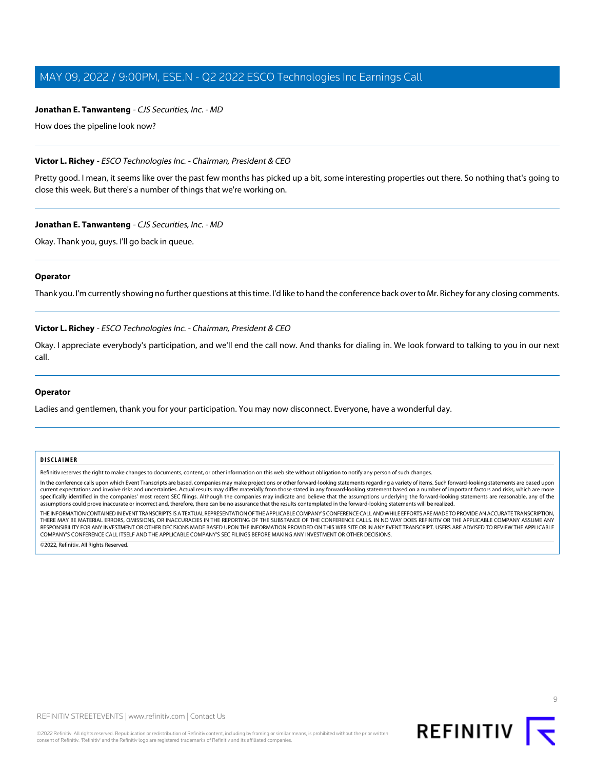**Jonathan E. Tanwanteng** - *CJS Securities, Inc. - MD*

How does the pipeline look now?

---

**Victor L. Richey** - *ESCO Technologies Inc. - Chairman, President & CEO*

Pretty good. I mean, it seems like over the past few months has picked up a bit, some interesting properties out there. So nothing that's going to close this week. But there's a number of things that we're working on.

---

**Jonathan E. Tanwanteng** - *CJS Securities, Inc. - MD*

Okay. Thank you, guys. I'll go back in queue.

---

**Operator**

Thank you. I'm currently showing no further questions at this time. I'd like to hand the conference back over to Mr. Richey for any closing comments.

---

**Victor L. Richey** - *ESCO Technologies Inc. - Chairman, President & CEO*

Okay. I appreciate everybody's participation, and we'll end the call now. And thanks for dialing in. We look forward to talking to you in our next call.

---

**Operator**

Ladies and gentlemen, thank you for your participation. You may now disconnect. Everyone, have a wonderful day.

---

**DISCLAIMER**

Refinitiv reserves the right to make changes to documents, content, or other information on this web site without obligation to notify any person of such changes.

In the conference calls upon which Event Transcripts are based, companies may make projections or other forward-looking statements regarding a variety of items. Such forward-looking statements are based upon current expectations and involve risks and uncertainties. Actual results may differ materially from those stated in any forward-looking statement based on a number of important factors and risks, which are more specifically identified in the companies' most recent SEC filings. Although the companies may indicate and believe that the assumptions underlying the forward-looking statements are reasonable, any of the assumptions could prove inaccurate or incorrect and, therefore, there can be no assurance that the results contemplated in the forward-looking statements will be realized.

THE INFORMATION CONTAINED IN EVENT TRANSCRIPTS IS A TEXTUAL REPRESENTATION OF THE APPLICABLE COMPANY'S CONFERENCE CALL AND WHILE EFFORTS ARE MADE TO PROVIDE AN ACCURATE TRANSCRIPTION, THERE MAY BE MATERIAL ERRORS, OMISSIONS, OR INACCURACIES IN THE REPORTING OF THE SUBSTANCE OF THE CONFERENCE CALLS. IN NO WAY DOES REFINITIV OR THE APPLICABLE COMPANY ASSUME ANY RESPONSIBILITY FOR ANY INVESTMENT OR OTHER DECISIONS MADE BASED UPON THE INFORMATION PROVIDED ON THIS WEB SITE OR IN ANY EVENT TRANSCRIPT. USERS ARE ADVISED TO REVIEW THE APPLICABLE COMPANY'S CONFERENCE CALL ITSELF AND THE APPLICABLE COMPANY'S SEC FILINGS BEFORE MAKING ANY INVESTMENT OR OTHER DECISIONS.

©2022, Refinitiv. All Rights Reserved.